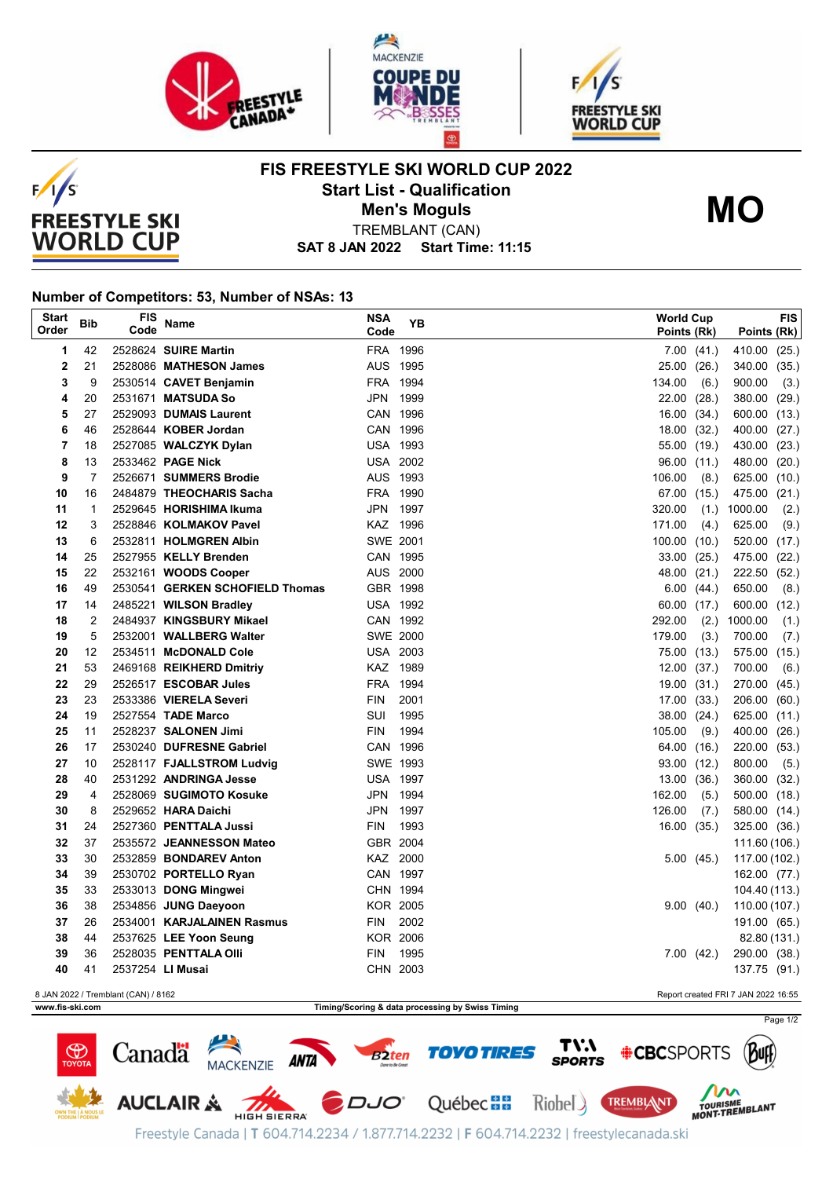# FIS FREESTYLE SKI WORLD CUP 2022

## Start List - Qualification

## Men's Moguls

TREMBLANT (CAN)

**SAT 8 JAN 2022 Start Time: 11:15**

**MO**

**Number of Competitors: 53, Number of NSAs: 13**

| Start Order | Bib | FIS Code | Name | NSA Code | YB | World Cup Points (Rk) | FIS Points (Rk) |
|---|---|---|---|---|---|---|---|
| 1 | 42 | 2528624 | **SUIRE Martin** | FRA | 1996 | 7.00 (41.) | 410.00 (25.) |
| 2 | 21 | 2528086 | **MATHESON James** | AUS | 1995 | 25.00 (26.) | 340.00 (35.) |
| 3 | 9 | 2530514 | **CAVET Benjamin** | FRA | 1994 | 134.00 (6.) | 900.00 (3.) |
| 4 | 20 | 2531671 | **MATSUDA So** | JPN | 1999 | 22.00 (28.) | 380.00 (29.) |
| 5 | 27 | 2529093 | **DUMAIS Laurent** | CAN | 1996 | 16.00 (34.) | 600.00 (13.) |
| 6 | 46 | 2528644 | **KOBER Jordan** | CAN | 1996 | 18.00 (32.) | 400.00 (27.) |
| 7 | 18 | 2527085 | **WALCZYK Dylan** | USA | 1993 | 55.00 (19.) | 430.00 (23.) |
| 8 | 13 | 2533462 | **PAGE Nick** | USA | 2002 | 96.00 (11.) | 480.00 (20.) |
| 9 | 7 | 2526671 | **SUMMERS Brodie** | AUS | 1993 | 106.00 (8.) | 625.00 (10.) |
| 10 | 16 | 2484879 | **THEOCHARIS Sacha** | FRA | 1990 | 67.00 (15.) | 475.00 (21.) |
| 11 | 1 | 2529645 | **HORISHIMA Ikuma** | JPN | 1997 | 320.00 (1.) | 1000.00 (2.) |
| 12 | 3 | 2528846 | **KOLMAKOV Pavel** | KAZ | 1996 | 171.00 (4.) | 625.00 (9.) |
| 13 | 6 | 2532811 | **HOLMGREN Albin** | SWE | 2001 | 100.00 (10.) | 520.00 (17.) |
| 14 | 25 | 2527955 | **KELLY Brenden** | CAN | 1995 | 33.00 (25.) | 475.00 (22.) |
| 15 | 22 | 2532161 | **WOODS Cooper** | AUS | 2000 | 48.00 (21.) | 222.50 (52.) |
| 16 | 49 | 2530541 | **GERKEN SCHOFIELD Thomas** | GBR | 1998 | 6.00 (44.) | 650.00 (8.) |
| 17 | 14 | 2485221 | **WILSON Bradley** | USA | 1992 | 60.00 (17.) | 600.00 (12.) |
| 18 | 2 | 2484937 | **KINGSBURY Mikael** | CAN | 1992 | 292.00 (2.) | 1000.00 (1.) |
| 19 | 5 | 2532001 | **WALLBERG Walter** | SWE | 2000 | 179.00 (3.) | 700.00 (7.) |
| 20 | 12 | 2534511 | **McDONALD Cole** | USA | 2003 | 75.00 (13.) | 575.00 (15.) |
| 21 | 53 | 2469168 | **REIKHERD Dmitriy** | KAZ | 1989 | 12.00 (37.) | 700.00 (6.) |
| 22 | 29 | 2526517 | **ESCOBAR Jules** | FRA | 1994 | 19.00 (31.) | 270.00 (45.) |
| 23 | 23 | 2533386 | **VIERELA Severi** | FIN | 2001 | 17.00 (33.) | 206.00 (60.) |
| 24 | 19 | 2527554 | **TADE Marco** | SUI | 1995 | 38.00 (24.) | 625.00 (11.) |
| 25 | 11 | 2528237 | **SALONEN Jimi** | FIN | 1994 | 105.00 (9.) | 400.00 (26.) |
| 26 | 17 | 2530240 | **DUFRESNE Gabriel** | CAN | 1996 | 64.00 (16.) | 220.00 (53.) |
| 27 | 10 | 2528117 | **FJALLSTROM Ludvig** | SWE | 1993 | 93.00 (12.) | 800.00 (5.) |
| 28 | 40 | 2531292 | **ANDRINGA Jesse** | USA | 1997 | 13.00 (36.) | 360.00 (32.) |
| 29 | 4 | 2528069 | **SUGIMOTO Kosuke** | JPN | 1994 | 162.00 (5.) | 500.00 (18.) |
| 30 | 8 | 2529652 | **HARA Daichi** | JPN | 1997 | 126.00 (7.) | 580.00 (14.) |
| 31 | 24 | 2527360 | **PENTTALA Jussi** | FIN | 1993 | 16.00 (35.) | 325.00 (36.) |
| 32 | 37 | 2535572 | **JEANNESSON Mateo** | GBR | 2004 | | 111.60 (106.) |
| 33 | 30 | 2532859 | **BONDAREV Anton** | KAZ | 2000 | 5.00 (45.) | 117.00 (102.) |
| 34 | 39 | 2530702 | **PORTELLO Ryan** | CAN | 1997 | | 162.00 (77.) |
| 35 | 33 | 2533013 | **DONG Mingwei** | CHN | 1994 | | 104.40 (113.) |
| 36 | 38 | 2534856 | **JUNG Daeyoon** | KOR | 2005 | 9.00 (40.) | 110.00 (107.) |
| 37 | 26 | 2534001 | **KARJALAINEN Rasmus** | FIN | 2002 | | 191.00 (65.) |
| 38 | 44 | 2537625 | **LEE Yoon Seung** | KOR | 2006 | | 82.80 (131.) |
| 39 | 36 | 2528035 | **PENTTALA Olli** | FIN | 1995 | 7.00 (42.) | 290.00 (38.) |
| 40 | 41 | 2537254 | **LI Musai** | CHN | 2003 | | 137.75 (91.) |

8 JAN 2022 / Tremblant (CAN) / 8162

Report created FRI 7 JAN 2022 16:55

www.fis-ski.com

Timing/Scoring & data processing by Swiss Timing

Freestyle Canada | T 604.714.2234 / 1.877.714.2232 | F 604.714.2232 | freestylecanada.ski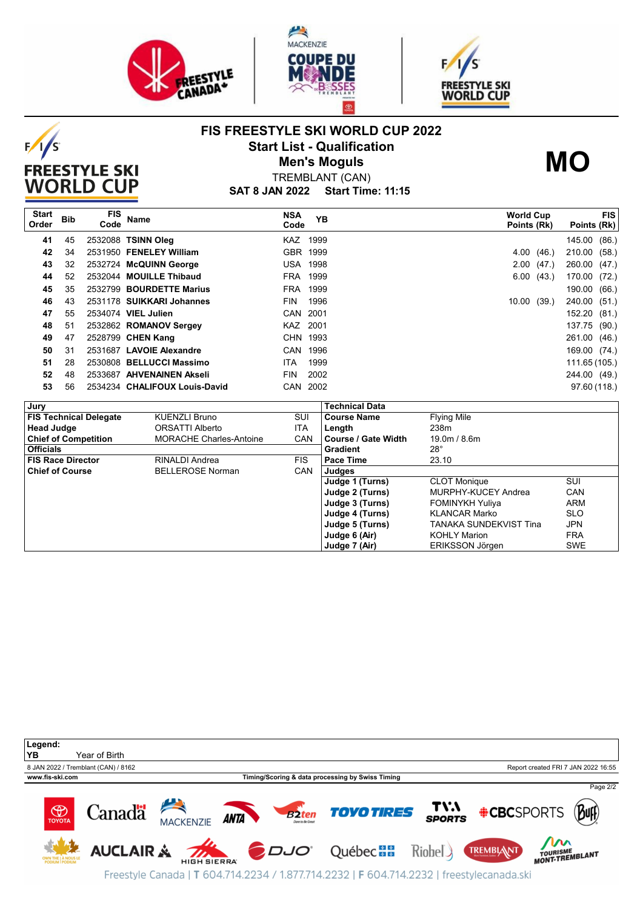# FIS FREESTYLE SKI WORLD CUP 2022

## Start List - Qualification

## Men's Moguls

**MO**

TREMBLANT (CAN)

**SAT 8 JAN 2022 Start Time: 11:15**

| Start Order | Bib | FIS Code | Name | NSA Code | YB | World Cup Points (Rk) | FIS Points (Rk) |
|---|---|---|---|---|---|---|---|
| 41 | 45 | 2532088 | **TSINN Oleg** | KAZ | 1999 | | 145.00 (86.) |
| 42 | 34 | 2531950 | **FENELEY William** | GBR | 1999 | 4.00 (46.) | 210.00 (58.) |
| 43 | 32 | 2532724 | **McQUINN George** | USA | 1998 | 2.00 (47.) | 260.00 (47.) |
| 44 | 52 | 2532044 | **MOUILLE Thibaud** | FRA | 1999 | 6.00 (43.) | 170.00 (72.) |
| 45 | 35 | 2532799 | **BOURDETTE Marius** | FRA | 1999 | | 190.00 (66.) |
| 46 | 43 | 2531178 | **SUIKKARI Johannes** | FIN | 1996 | 10.00 (39.) | 240.00 (51.) |
| 47 | 55 | 2534074 | **VIEL Julien** | CAN | 2001 | | 152.20 (81.) |
| 48 | 51 | 2532862 | **ROMANOV Sergey** | KAZ | 2001 | | 137.75 (90.) |
| 49 | 47 | 2528799 | **CHEN Kang** | CHN | 1993 | | 261.00 (46.) |
| 50 | 31 | 2531687 | **LAVOIE Alexandre** | CAN | 1996 | | 169.00 (74.) |
| 51 | 28 | 2530808 | **BELLUCCI Massimo** | ITA | 1999 | | 111.65 (105.) |
| 52 | 48 | 2533687 | **AHVENAINEN Akseli** | FIN | 2002 | | 244.00 (49.) |
| 53 | 56 | 2534234 | **CHALIFOUX Louis-David** | CAN | 2002 | | 97.60 (118.) |

| Jury | | |
|---|---|---|
| **FIS Technical Delegate** | KUENZLI Bruno | SUI |
| **Head Judge** | ORSATTI Alberto | ITA |
| **Chief of Competition** | MORACHE Charles-Antoine | CAN |
| **Officials** | | |
| **FIS Race Director** | RINALDI Andrea | FIS |
| **Chief of Course** | BELLEROSE Norman | CAN |

| Technical Data | | |
|---|---|---|
| **Course Name** | Flying Mile | |
| **Length** | 238m | |
| **Course / Gate Width** | 19.0m / 8.6m | |
| **Gradient** | 28° | |
| **Pace Time** | 23.10 | |
| **Judges** | | |
| **Judge 1 (Turns)** | CLOT Monique | SUI |
| **Judge 2 (Turns)** | MURPHY-KUCEY Andrea | CAN |
| **Judge 3 (Turns)** | FOMINYKH Yuliya | ARM |
| **Judge 4 (Turns)** | KLANCAR Marko | SLO |
| **Judge 5 (Turns)** | TANAKA SUNDEKVIST Tina | JPN |
| **Judge 6 (Air)** | KOHLY Marion | FRA |
| **Judge 7 (Air)** | ERIKSSON Jörgen | SWE |

**Legend:**
**YB** Year of Birth

8 JAN 2022 / Tremblant (CAN) / 8162

Report created FRI 7 JAN 2022 16:55

www.fis-ski.com

Timing/Scoring & data processing by Swiss Timing

Freestyle Canada | T 604.714.2234 / 1.877.714.2232 | F 604.714.2232 | freestylecanada.ski